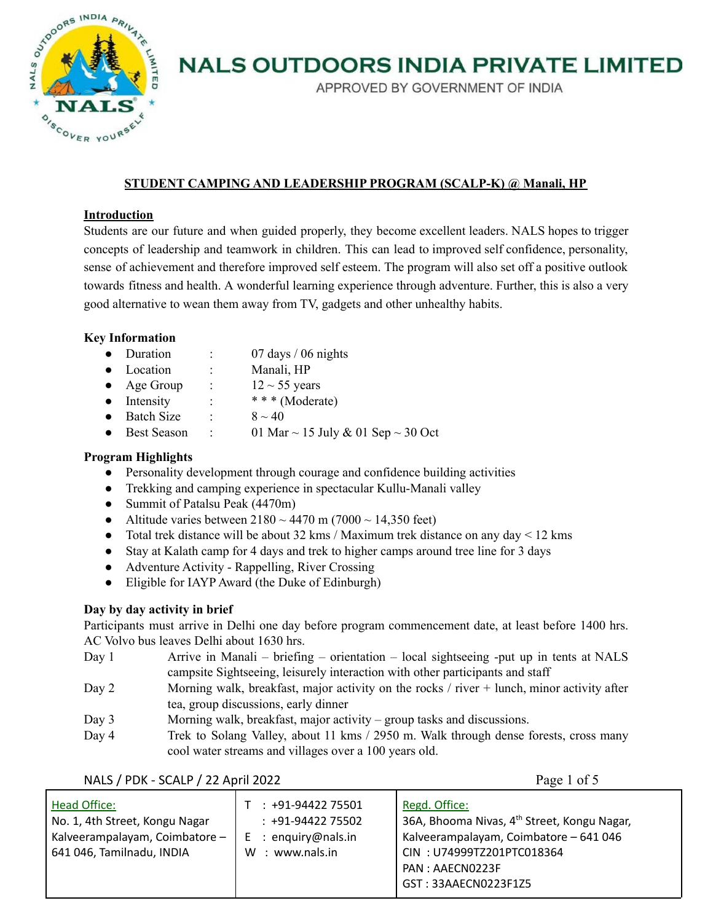# NALS OUTDOORS INDIA PRIVATE LIMITED

APPROVED BY GOVERNMENT OF INDIA

## STUDENT CAMPING AND LEADERSHIP PROGRAM (SCALP-K) @ Manali, HP

### Introduction

Students are our future and when guided properly, they become excellent leaders. NALS hopes to trigger concepts of leadership and teamwork in children. This can lead to improved self confidence, personality, sense of achievement and therefore improved self esteem. The program will also set off a positive outlook towards fitness and health. A wonderful learning experience through adventure. Further, this is also a very good alternative to wean them away from TV, gadgets and other unhealthy habits.

### Key Information

- Duration : 07 days / 06 nights
- Location : Manali, HP
- Age Group : 12 ~ 55 years
- Intensity : * * * (Moderate)
- Batch Size : 8 ~ 40
- Best Season : 01 Mar ~ 15 July & 01 Sep ~ 30 Oct

### Program Highlights

- Personality development through courage and confidence building activities
- Trekking and camping experience in spectacular Kullu-Manali valley
- Summit of Patalsu Peak (4470m)
- Altitude varies between 2180 ~ 4470 m (7000 ~ 14,350 feet)
- Total trek distance will be about 32 kms / Maximum trek distance on any day < 12 kms
- Stay at Kalath camp for 4 days and trek to higher camps around tree line for 3 days
- Adventure Activity - Rappelling, River Crossing
- Eligible for IAYP Award (the Duke of Edinburgh)

### Day by day activity in brief

Participants must arrive in Delhi one day before program commencement date, at least before 1400 hrs. AC Volvo bus leaves Delhi about 1630 hrs.

| Day | Activity |
|---|---|
| Day 1 | Arrive in Manali – briefing – orientation – local sightseeing -put up in tents at NALS campsite Sightseeing, leisurely interaction with other participants and staff |
| Day 2 | Morning walk, breakfast, major activity on the rocks / river + lunch, minor activity after tea, group discussions, early dinner |
| Day 3 | Morning walk, breakfast, major activity – group tasks and discussions. |
| Day 4 | Trek to Solang Valley, about 11 kms / 2950 m. Walk through dense forests, cross many cool water streams and villages over a 100 years old. |

NALS / PDK - SCALP / 22 April 2022

| Head Office: | Contact | Regd. Office: |
|---|---|---|
| No. 1, 4th Street, Kongu Nagar Kalveerampalayam, Coimbatore – 641 046, Tamilnadu, INDIA | T : +91-94422 75501<br>: +91-94422 75502<br>E : enquiry@nals.in<br>W : www.nals.in | 36A, Bhooma Nivas, 4th Street, Kongu Nagar, Kalveerampalayam, Coimbatore – 641 046<br>CIN : U74999TZ201PTC018364<br>PAN : AAECN0223F<br>GST : 33AAECN0223F1Z5 |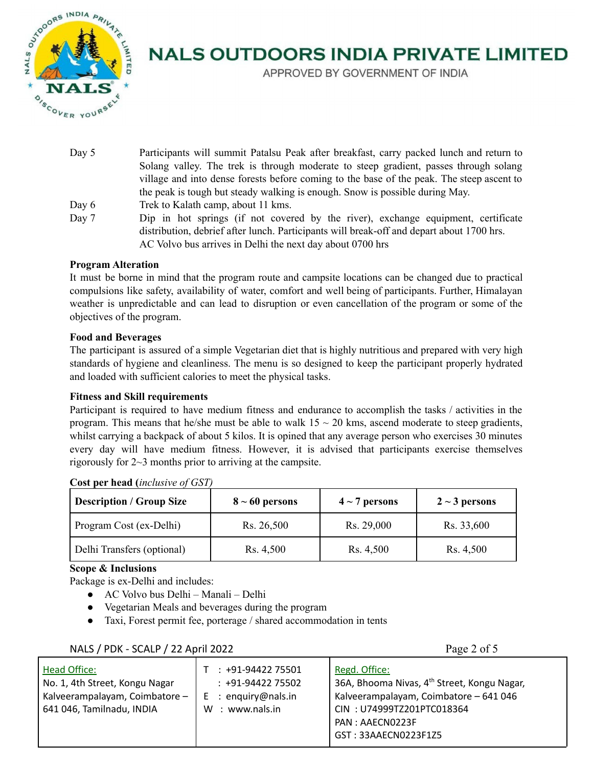| | |
|---|---|
| Day 5 | Participants will summit Patalsu Peak after breakfast, carry packed lunch and return to Solang valley. The trek is through moderate to steep gradient, passes through solang village and into dense forests before coming to the base of the peak. The steep ascent to the peak is tough but steady walking is enough. Snow is possible during May. |
| Day 6 | Trek to Kalath camp, about 11 kms. |
| Day 7 | Dip in hot springs (if not covered by the river), exchange equipment, certificate distribution, debrief after lunch. Participants will break-off and depart about 1700 hrs. AC Volvo bus arrives in Delhi the next day about 0700 hrs |

**Program Alteration**

It must be borne in mind that the program route and campsite locations can be changed due to practical compulsions like safety, availability of water, comfort and well being of participants. Further, Himalayan weather is unpredictable and can lead to disruption or even cancellation of the program or some of the objectives of the program.

**Food and Beverages**

The participant is assured of a simple Vegetarian diet that is highly nutritious and prepared with very high standards of hygiene and cleanliness. The menu is so designed to keep the participant properly hydrated and loaded with sufficient calories to meet the physical tasks.

**Fitness and Skill requirements**

Participant is required to have medium fitness and endurance to accomplish the tasks / activities in the program. This means that he/she must be able to walk 15 ~ 20 kms, ascend moderate to steep gradients, whilst carrying a backpack of about 5 kilos. It is opined that any average person who exercises 30 minutes every day will have medium fitness. However, it is advised that participants exercise themselves rigorously for 2~3 months prior to arriving at the campsite.

**Cost per head (***inclusive of GST)*

| Description / Group Size | 8 ~ 60 persons | 4 ~ 7 persons | 2 ~ 3 persons |
|---|---|---|---|
| Program Cost (ex-Delhi) | Rs. 26,500 | Rs. 29,000 | Rs. 33,600 |
| Delhi Transfers (optional) | Rs. 4,500 | Rs. 4,500 | Rs. 4,500 |

**Scope & Inclusions**

Package is ex-Delhi and includes:

- AC Volvo bus Delhi – Manali – Delhi
- Vegetarian Meals and beverages during the program
- Taxi, Forest permit fee, porterage / shared accommodation in tents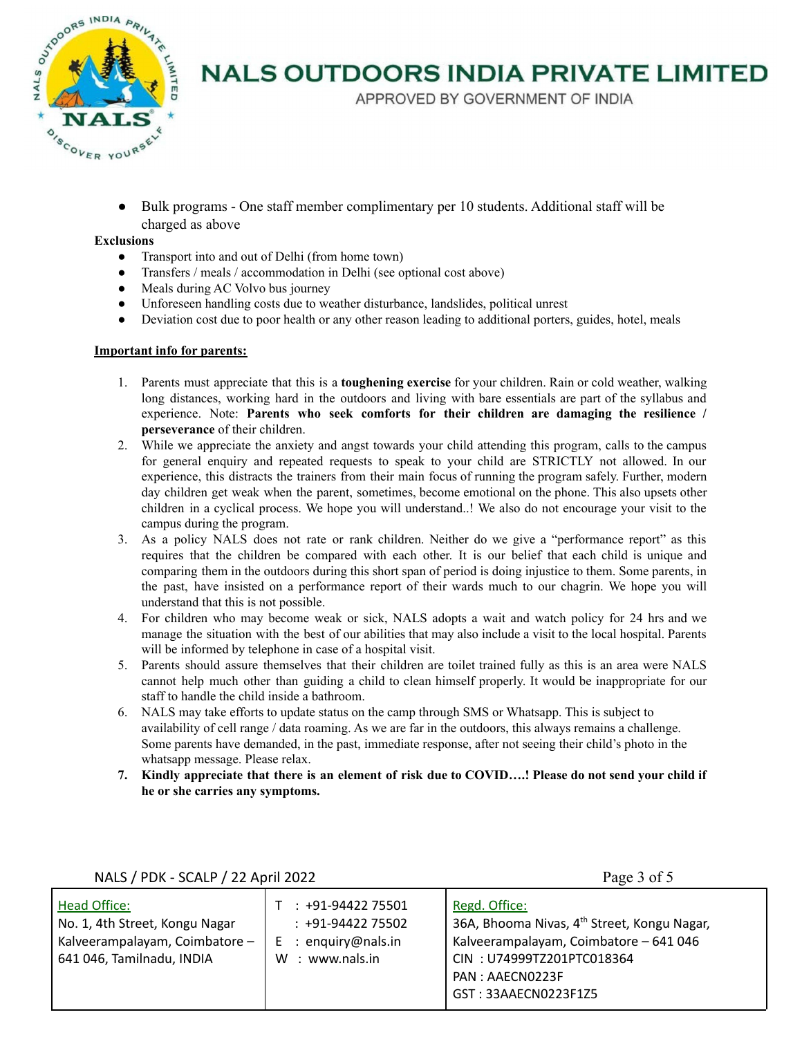- Bulk programs - One staff member complimentary per 10 students. Additional staff will be charged as above

**Exclusions**

- Transport into and out of Delhi (from home town)
- Transfers / meals / accommodation in Delhi (see optional cost above)
- Meals during AC Volvo bus journey
- Unforeseen handling costs due to weather disturbance, landslides, political unrest
- Deviation cost due to poor health or any other reason leading to additional porters, guides, hotel, meals

**Important info for parents:**

1. Parents must appreciate that this is a **toughening exercise** for your children. Rain or cold weather, walking long distances, working hard in the outdoors and living with bare essentials are part of the syllabus and experience. Note: **Parents who seek comforts for their children are damaging the resilience / perseverance** of their children.
2. While we appreciate the anxiety and angst towards your child attending this program, calls to the campus for general enquiry and repeated requests to speak to your child are STRICTLY not allowed. In our experience, this distracts the trainers from their main focus of running the program safely. Further, modern day children get weak when the parent, sometimes, become emotional on the phone. This also upsets other children in a cyclical process. We hope you will understand..! We also do not encourage your visit to the campus during the program.
3. As a policy NALS does not rate or rank children. Neither do we give a "performance report" as this requires that the children be compared with each other. It is our belief that each child is unique and comparing them in the outdoors during this short span of period is doing injustice to them. Some parents, in the past, have insisted on a performance report of their wards much to our chagrin. We hope you will understand that this is not possible.
4. For children who may become weak or sick, NALS adopts a wait and watch policy for 24 hrs and we manage the situation with the best of our abilities that may also include a visit to the local hospital. Parents will be informed by telephone in case of a hospital visit.
5. Parents should assure themselves that their children are toilet trained fully as this is an area were NALS cannot help much other than guiding a child to clean himself properly. It would be inappropriate for our staff to handle the child inside a bathroom.
6. NALS may take efforts to update status on the camp through SMS or Whatsapp. This is subject to availability of cell range / data roaming. As we are far in the outdoors, this always remains a challenge. Some parents have demanded, in the past, immediate response, after not seeing their child's photo in the whatsapp message. Please relax.
7. **Kindly appreciate that there is an element of risk due to COVID….! Please do not send your child if he or she carries any symptoms.**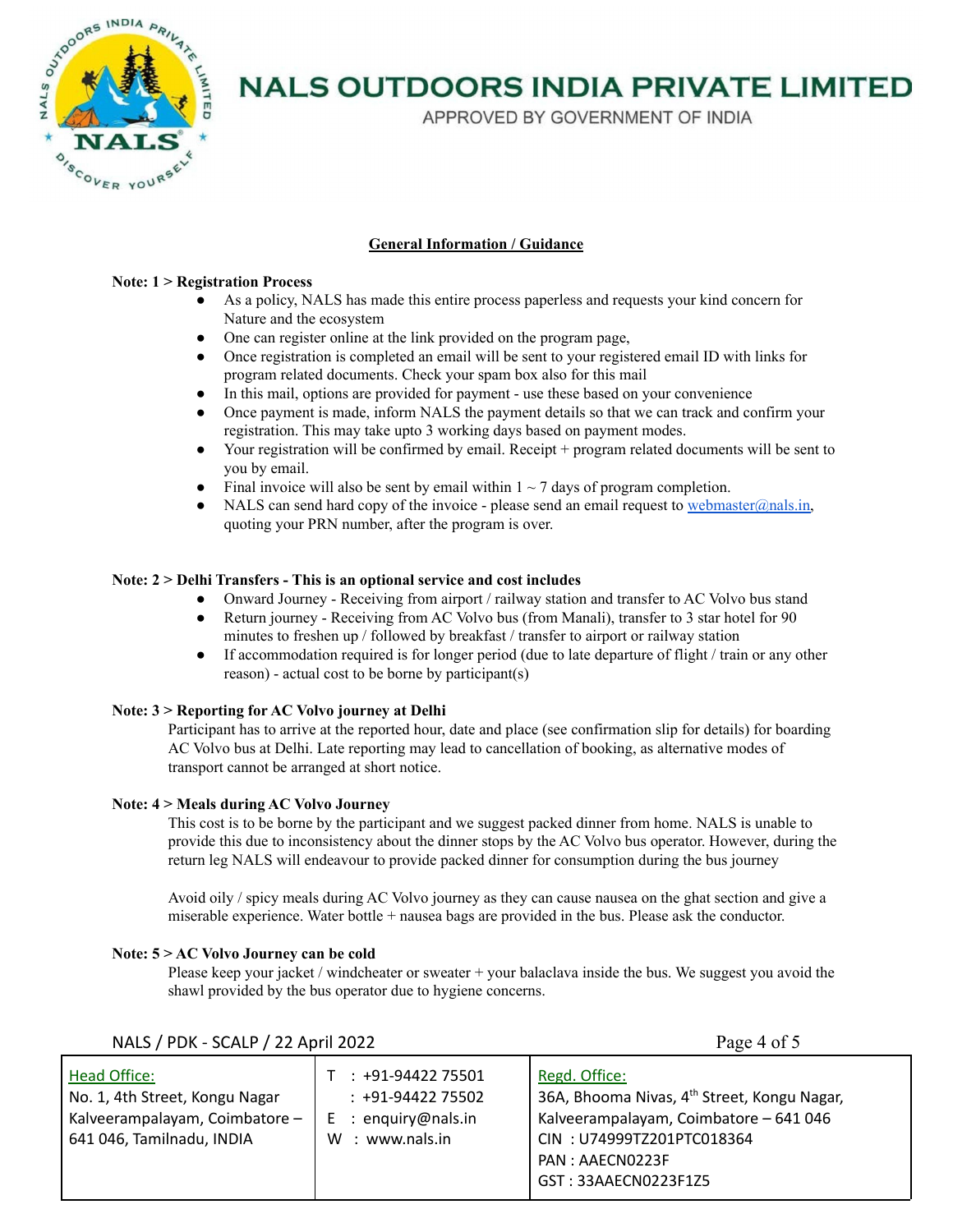# NALS OUTDOORS INDIA PRIVATE LIMITED

APPROVED BY GOVERNMENT OF INDIA

## General Information / Guidance

**Note: 1 > Registration Process**

- As a policy, NALS has made this entire process paperless and requests your kind concern for Nature and the ecosystem
- One can register online at the link provided on the program page,
- Once registration is completed an email will be sent to your registered email ID with links for program related documents. Check your spam box also for this mail
- In this mail, options are provided for payment - use these based on your convenience
- Once payment is made, inform NALS the payment details so that we can track and confirm your registration. This may take upto 3 working days based on payment modes.
- Your registration will be confirmed by email. Receipt + program related documents will be sent to you by email.
- Final invoice will also be sent by email within 1 ~ 7 days of program completion.
- NALS can send hard copy of the invoice - please send an email request to webmaster@nals.in, quoting your PRN number, after the program is over.

**Note: 2 > Delhi Transfers - This is an optional service and cost includes**

- Onward Journey - Receiving from airport / railway station and transfer to AC Volvo bus stand
- Return journey - Receiving from AC Volvo bus (from Manali), transfer to 3 star hotel for 90 minutes to freshen up / followed by breakfast / transfer to airport or railway station
- If accommodation required is for longer period (due to late departure of flight / train or any other reason) - actual cost to be borne by participant(s)

**Note: 3 > Reporting for AC Volvo journey at Delhi**

Participant has to arrive at the reported hour, date and place (see confirmation slip for details) for boarding AC Volvo bus at Delhi. Late reporting may lead to cancellation of booking, as alternative modes of transport cannot be arranged at short notice.

**Note: 4 > Meals during AC Volvo Journey**

This cost is to be borne by the participant and we suggest packed dinner from home. NALS is unable to provide this due to inconsistency about the dinner stops by the AC Volvo bus operator. However, during the return leg NALS will endeavour to provide packed dinner for consumption during the bus journey

Avoid oily / spicy meals during AC Volvo journey as they can cause nausea on the ghat section and give a miserable experience. Water bottle + nausea bags are provided in the bus. Please ask the conductor.

**Note: 5 > AC Volvo Journey can be cold**

Please keep your jacket / windcheater or sweater + your balaclava inside the bus. We suggest you avoid the shawl provided by the bus operator due to hygiene concerns.

NALS / PDK - SCALP / 22 April 2022

| Head Office: No. 1, 4th Street, Kongu Nagar Kalveerampalayam, Coimbatore – 641 046, Tamilnadu, INDIA | T : +91-94422 75501 : +91-94422 75502 E : enquiry@nals.in W : www.nals.in | Regd. Office: 36A, Bhooma Nivas, 4th Street, Kongu Nagar, Kalveerampalayam, Coimbatore – 641 046 CIN : U74999TZ201PTC018364 PAN : AAECN0223F GST : 33AAECN0223F1Z5 |
| --- | --- | --- |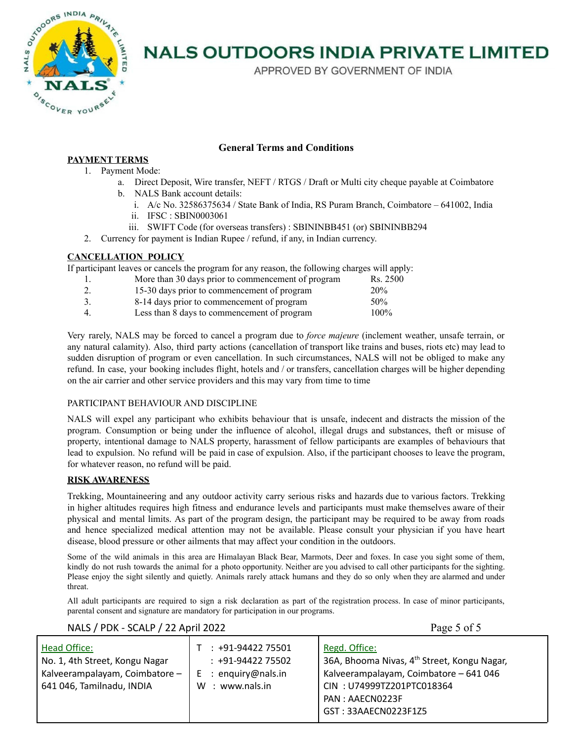# NALS OUTDOORS INDIA PRIVATE LIMITED

APPROVED BY GOVERNMENT OF INDIA

## General Terms and Conditions

### PAYMENT TERMS

1. Payment Mode:
   a. Direct Deposit, Wire transfer, NEFT / RTGS / Draft or Multi city cheque payable at Coimbatore
   b. NALS Bank account details:
      i. A/c No. 32586375634 / State Bank of India, RS Puram Branch, Coimbatore – 641002, India
      ii. IFSC : SBIN0003061
      iii. SWIFT Code (for overseas transfers) : SBININBB451 (or) SBININBB294
2. Currency for payment is Indian Rupee / refund, if any, in Indian currency.

### CANCELLATION POLICY

If participant leaves or cancels the program for any reason, the following charges will apply:

| | | |
|---|---|---|
| 1. | More than 30 days prior to commencement of program | Rs. 2500 |
| 2. | 15-30 days prior to commencement of program | 20% |
| 3. | 8-14 days prior to commencement of program | 50% |
| 4. | Less than 8 days to commencement of program | 100% |

Very rarely, NALS may be forced to cancel a program due to *force majeure* (inclement weather, unsafe terrain, or any natural calamity). Also, third party actions (cancellation of transport like trains and buses, riots etc) may lead to sudden disruption of program or even cancellation. In such circumstances, NALS will not be obliged to make any refund. In case, your booking includes flight, hotels and / or transfers, cancellation charges will be higher depending on the air carrier and other service providers and this may vary from time to time

### PARTICIPANT BEHAVIOUR AND DISCIPLINE

NALS will expel any participant who exhibits behaviour that is unsafe, indecent and distracts the mission of the program. Consumption or being under the influence of alcohol, illegal drugs and substances, theft or misuse of property, intentional damage to NALS property, harassment of fellow participants are examples of behaviours that lead to expulsion. No refund will be paid in case of expulsion. Also, if the participant chooses to leave the program, for whatever reason, no refund will be paid.

### RISK AWARENESS

Trekking, Mountaineering and any outdoor activity carry serious risks and hazards due to various factors. Trekking in higher altitudes requires high fitness and endurance levels and participants must make themselves aware of their physical and mental limits. As part of the program design, the participant may be required to be away from roads and hence specialized medical attention may not be available. Please consult your physician if you have heart disease, blood pressure or other ailments that may affect your condition in the outdoors.

Some of the wild animals in this area are Himalayan Black Bear, Marmots, Deer and foxes. In case you sight some of them, kindly do not rush towards the animal for a photo opportunity. Neither are you advised to call other participants for the sighting. Please enjoy the sight silently and quietly. Animals rarely attack humans and they do so only when they are alarmed and under threat.

All adult participants are required to sign a risk declaration as part of the registration process. In case of minor participants, parental consent and signature are mandatory for participation in our programs.

NALS / PDK - SCALP / 22 April 2022

| | | |
|---|---|---|
| Head Office:<br>No. 1, 4th Street, Kongu Nagar<br>Kalveerampalayam, Coimbatore – 641 046, Tamilnadu, INDIA | T : +91-94422 75501<br>: +91-94422 75502<br>E : enquiry@nals.in<br>W : www.nals.in | Regd. Office:<br>36A, Bhooma Nivas, 4th Street, Kongu Nagar, Kalveerampalayam, Coimbatore – 641 046<br>CIN : U74999TZ201PTC018364<br>PAN : AAECN0223F<br>GST : 33AAECN0223F1Z5 |